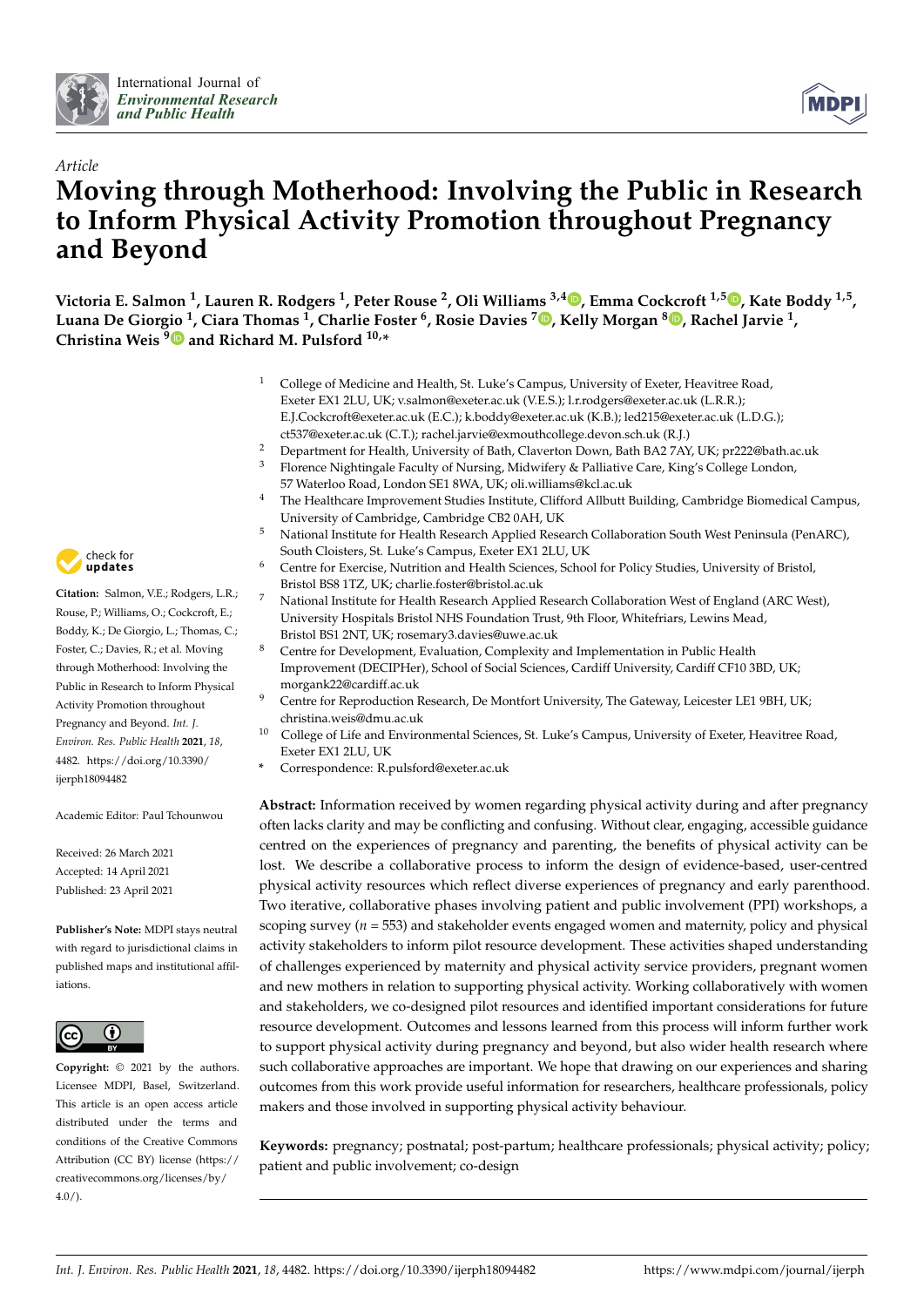*Article*

# Moving through Motherhood: Involving the Public in Research to Inform Physical Activity Promotion throughout Pregnancy and Beyond

**Victoria E. Salmon [1], Lauren R. Rodgers [1], Peter Rouse [2], Oli Williams [3,4], Emma Cockcroft [1,5], Kate Boddy [1,5], Luana De Giorgio [1], Ciara Thomas [1], Charlie Foster [6], Rosie Davies [7], Kelly Morgan [8], Rachel Jarvie [1], Christina Weis [9] and Richard M. Pulsford [10,*]**

[1] College of Medicine and Health, St. Luke's Campus, University of Exeter, Heavitree Road, Exeter EX1 2LU, UK; v.salmon@exeter.ac.uk (V.E.S.); l.r.rodgers@exeter.ac.uk (L.R.R.); E.J.Cockcroft@exeter.ac.uk (E.C.); k.boddy@exeter.ac.uk (K.B.); led215@exeter.ac.uk (L.D.G.); ct537@exeter.ac.uk (C.T.); rachel.jarvie@exmouthcollege.devon.sch.uk (R.J.)

[2] Department for Health, University of Bath, Claverton Down, Bath BA2 7AY, UK; pr222@bath.ac.uk

[3] Florence Nightingale Faculty of Nursing, Midwifery & Palliative Care, King's College London, 57 Waterloo Road, London SE1 8WA, UK; oli.williams@kcl.ac.uk

[4] The Healthcare Improvement Studies Institute, Clifford Allbutt Building, Cambridge Biomedical Campus, University of Cambridge, Cambridge CB2 0AH, UK

[5] National Institute for Health Research Applied Research Collaboration South West Peninsula (PenARC), South Cloisters, St. Luke's Campus, Exeter EX1 2LU, UK

[6] Centre for Exercise, Nutrition and Health Sciences, School for Policy Studies, University of Bristol, Bristol BS8 1TZ, UK; charlie.foster@bristol.ac.uk

[7] National Institute for Health Research Applied Research Collaboration West of England (ARC West), University Hospitals Bristol NHS Foundation Trust, 9th Floor, Whitefriars, Lewins Mead, Bristol BS1 2NT, UK; rosemary3.davies@uwe.ac.uk

[8] Centre for Development, Evaluation, Complexity and Implementation in Public Health Improvement (DECIPHer), School of Social Sciences, Cardiff University, Cardiff CF10 3BD, UK; morgank22@cardiff.ac.uk

[9] Centre for Reproduction Research, De Montfort University, The Gateway, Leicester LE1 9BH, UK; christina.weis@dmu.ac.uk

[10] College of Life and Environmental Sciences, St. Luke's Campus, University of Exeter, Heavitree Road, Exeter EX1 2LU, UK

\* Correspondence: R.pulsford@exeter.ac.uk

**Citation:** Salmon, V.E.; Rodgers, L.R.; Rouse, P.; Williams, O.; Cockcroft, E.; Boddy, K.; De Giorgio, L.; Thomas, C.; Foster, C.; Davies, R.; et al. Moving through Motherhood: Involving the Public in Research to Inform Physical Activity Promotion throughout Pregnancy and Beyond. *Int. J. Environ. Res. Public Health* **2021**, *18*, 4482. https://doi.org/10.3390/ijerph18094482

Academic Editor: Paul Tchounwou

Received: 26 March 2021
Accepted: 14 April 2021
Published: 23 April 2021

**Publisher's Note:** MDPI stays neutral with regard to jurisdictional claims in published maps and institutional affiliations.

**Copyright:** © 2021 by the authors. Licensee MDPI, Basel, Switzerland. This article is an open access article distributed under the terms and conditions of the Creative Commons Attribution (CC BY) license (https://creativecommons.org/licenses/by/4.0/).

**Abstract:** Information received by women regarding physical activity during and after pregnancy often lacks clarity and may be conflicting and confusing. Without clear, engaging, accessible guidance centred on the experiences of pregnancy and parenting, the benefits of physical activity can be lost. We describe a collaborative process to inform the design of evidence-based, user-centred physical activity resources which reflect diverse experiences of pregnancy and early parenthood. Two iterative, collaborative phases involving patient and public involvement (PPI) workshops, a scoping survey ($n$ = 553) and stakeholder events engaged women and maternity, policy and physical activity stakeholders to inform pilot resource development. These activities shaped understanding of challenges experienced by maternity and physical activity service providers, pregnant women and new mothers in relation to supporting physical activity. Working collaboratively with women and stakeholders, we co-designed pilot resources and identified important considerations for future resource development. Outcomes and lessons learned from this process will inform further work to support physical activity during pregnancy and beyond, but also wider health research where such collaborative approaches are important. We hope that drawing on our experiences and sharing outcomes from this work provide useful information for researchers, healthcare professionals, policy makers and those involved in supporting physical activity behaviour.

**Keywords:** pregnancy; postnatal; post-partum; healthcare professionals; physical activity; policy; patient and public involvement; co-design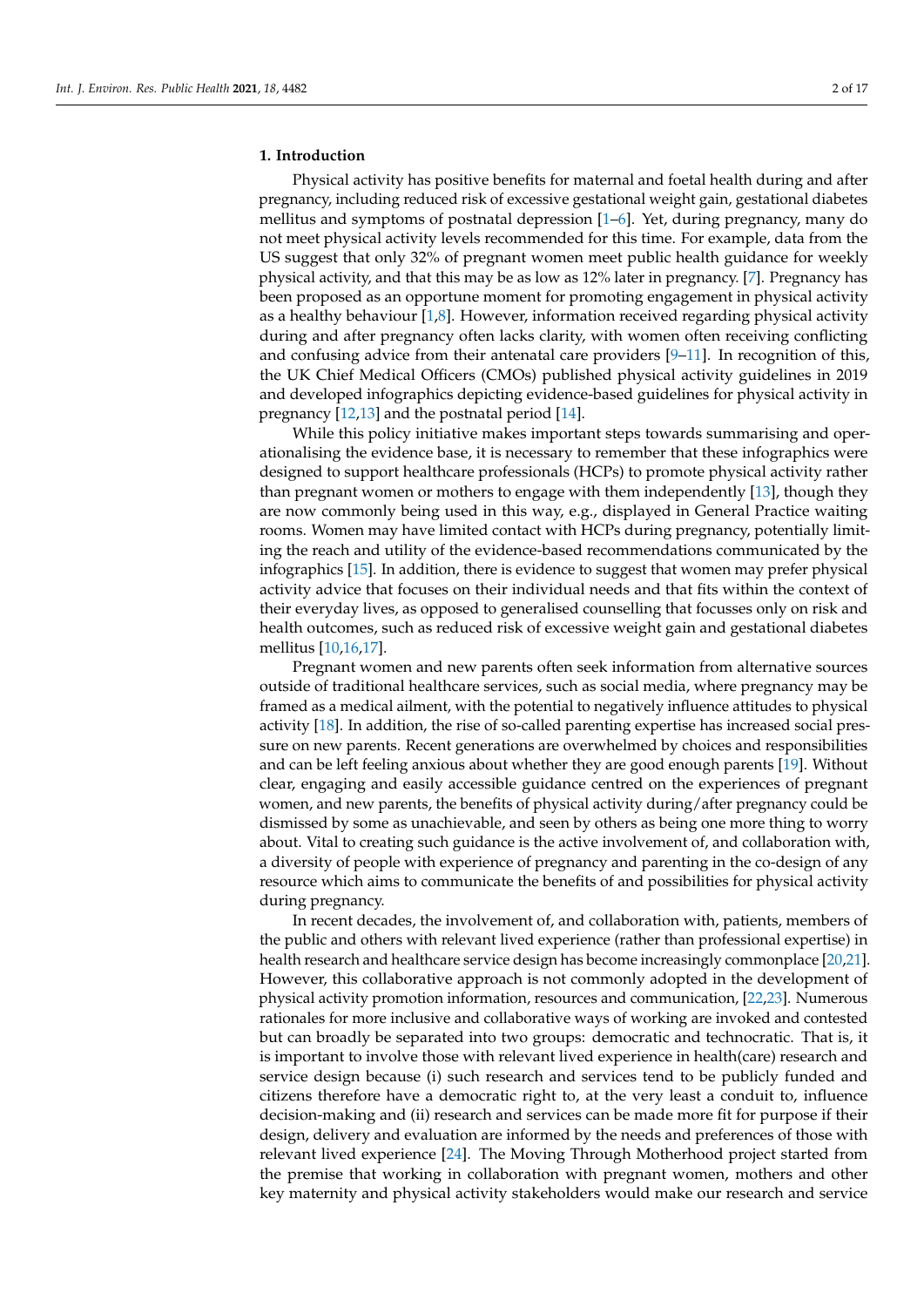## 1. Introduction

Physical activity has positive benefits for maternal and foetal health during and after pregnancy, including reduced risk of excessive gestational weight gain, gestational diabetes mellitus and symptoms of postnatal depression [1–6]. Yet, during pregnancy, many do not meet physical activity levels recommended for this time. For example, data from the US suggest that only 32% of pregnant women meet public health guidance for weekly physical activity, and that this may be as low as 12% later in pregnancy. [7]. Pregnancy has been proposed as an opportune moment for promoting engagement in physical activity as a healthy behaviour [1,8]. However, information received regarding physical activity during and after pregnancy often lacks clarity, with women often receiving conflicting and confusing advice from their antenatal care providers [9–11]. In recognition of this, the UK Chief Medical Officers (CMOs) published physical activity guidelines in 2019 and developed infographics depicting evidence-based guidelines for physical activity in pregnancy [12,13] and the postnatal period [14].

While this policy initiative makes important steps towards summarising and operationalising the evidence base, it is necessary to remember that these infographics were designed to support healthcare professionals (HCPs) to promote physical activity rather than pregnant women or mothers to engage with them independently [13], though they are now commonly being used in this way, e.g., displayed in General Practice waiting rooms. Women may have limited contact with HCPs during pregnancy, potentially limiting the reach and utility of the evidence-based recommendations communicated by the infographics [15]. In addition, there is evidence to suggest that women may prefer physical activity advice that focuses on their individual needs and that fits within the context of their everyday lives, as opposed to generalised counselling that focusses only on risk and health outcomes, such as reduced risk of excessive weight gain and gestational diabetes mellitus [10,16,17].

Pregnant women and new parents often seek information from alternative sources outside of traditional healthcare services, such as social media, where pregnancy may be framed as a medical ailment, with the potential to negatively influence attitudes to physical activity [18]. In addition, the rise of so-called parenting expertise has increased social pressure on new parents. Recent generations are overwhelmed by choices and responsibilities and can be left feeling anxious about whether they are good enough parents [19]. Without clear, engaging and easily accessible guidance centred on the experiences of pregnant women, and new parents, the benefits of physical activity during/after pregnancy could be dismissed by some as unachievable, and seen by others as being one more thing to worry about. Vital to creating such guidance is the active involvement of, and collaboration with, a diversity of people with experience of pregnancy and parenting in the co-design of any resource which aims to communicate the benefits of and possibilities for physical activity during pregnancy.

In recent decades, the involvement of, and collaboration with, patients, members of the public and others with relevant lived experience (rather than professional expertise) in health research and healthcare service design has become increasingly commonplace [20,21]. However, this collaborative approach is not commonly adopted in the development of physical activity promotion information, resources and communication, [22,23]. Numerous rationales for more inclusive and collaborative ways of working are invoked and contested but can broadly be separated into two groups: democratic and technocratic. That is, it is important to involve those with relevant lived experience in health(care) research and service design because (i) such research and services tend to be publicly funded and citizens therefore have a democratic right to, at the very least a conduit to, influence decision-making and (ii) research and services can be made more fit for purpose if their design, delivery and evaluation are informed by the needs and preferences of those with relevant lived experience [24]. The Moving Through Motherhood project started from the premise that working in collaboration with pregnant women, mothers and other key maternity and physical activity stakeholders would make our research and service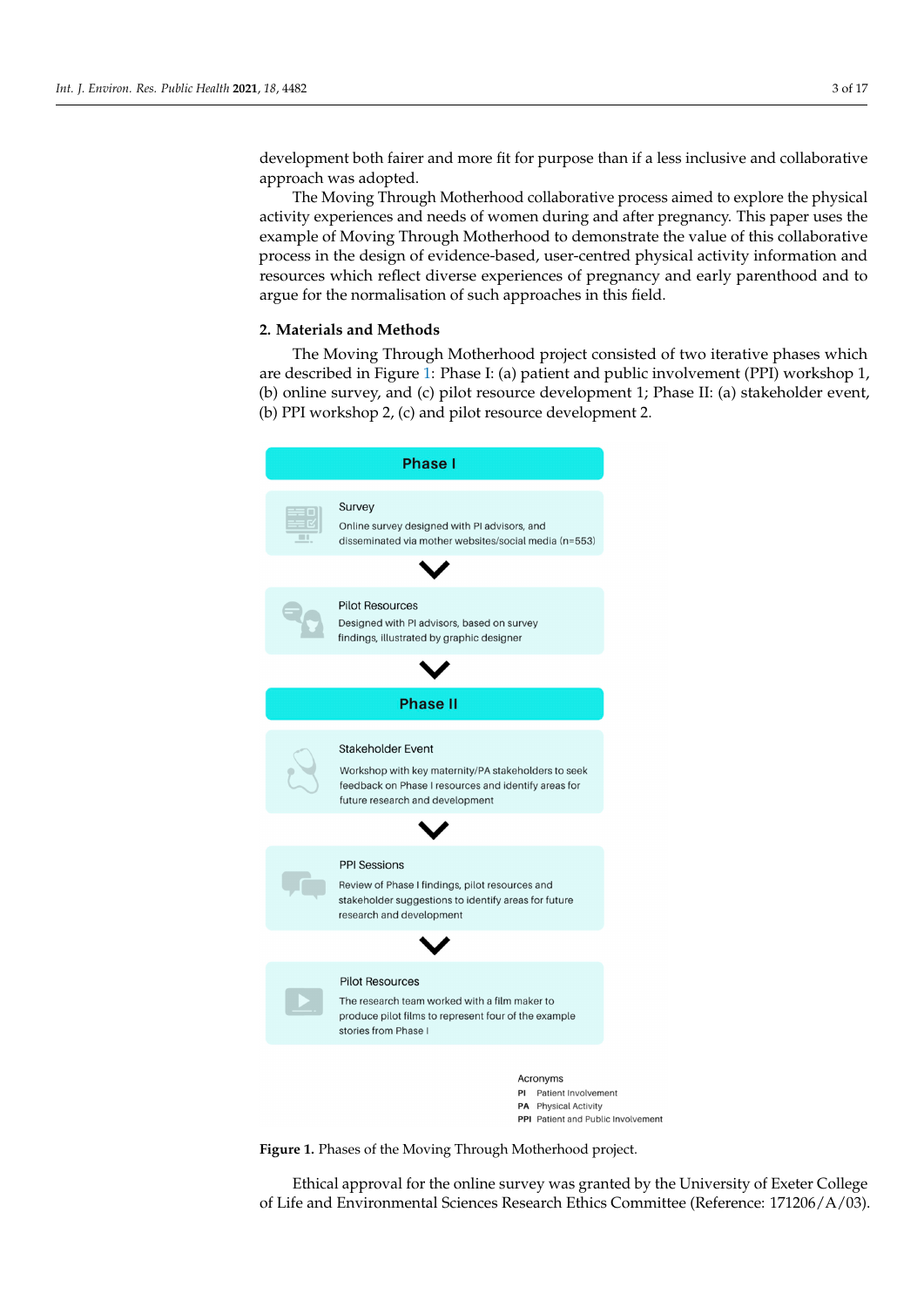development both fairer and more fit for purpose than if a less inclusive and collaborative approach was adopted.

The Moving Through Motherhood collaborative process aimed to explore the physical activity experiences and needs of women during and after pregnancy. This paper uses the example of Moving Through Motherhood to demonstrate the value of this collaborative process in the design of evidence-based, user-centred physical activity information and resources which reflect diverse experiences of pregnancy and early parenthood and to argue for the normalisation of such approaches in this field.

## 2. Materials and Methods

The Moving Through Motherhood project consisted of two iterative phases which are described in Figure 1: Phase I: (a) patient and public involvement (PPI) workshop 1, (b) online survey, and (c) pilot resource development 1; Phase II: (a) stakeholder event, (b) PPI workshop 2, (c) and pilot resource development 2.

**Phase I**

**Survey**
Online survey designed with PI advisors, and disseminated via mother websites/social media (n=553)

**Pilot Resources**
Designed with PI advisors, based on survey findings, illustrated by graphic designer

**Phase II**

**Stakeholder Event**
Workshop with key maternity/PA stakeholders to seek feedback on Phase I resources and identify areas for future research and development

**PPI Sessions**
Review of Phase I findings, pilot resources and stakeholder suggestions to identify areas for future research and development

**Pilot Resources**
The research team worked with a film maker to produce pilot films to represent four of the example stories from Phase I

Acronyms
PI Patient Involvement
PA Physical Activity
PPI Patient and Public Involvement

**Figure 1.** Phases of the Moving Through Motherhood project.

Ethical approval for the online survey was granted by the University of Exeter College of Life and Environmental Sciences Research Ethics Committee (Reference: 171206/A/03).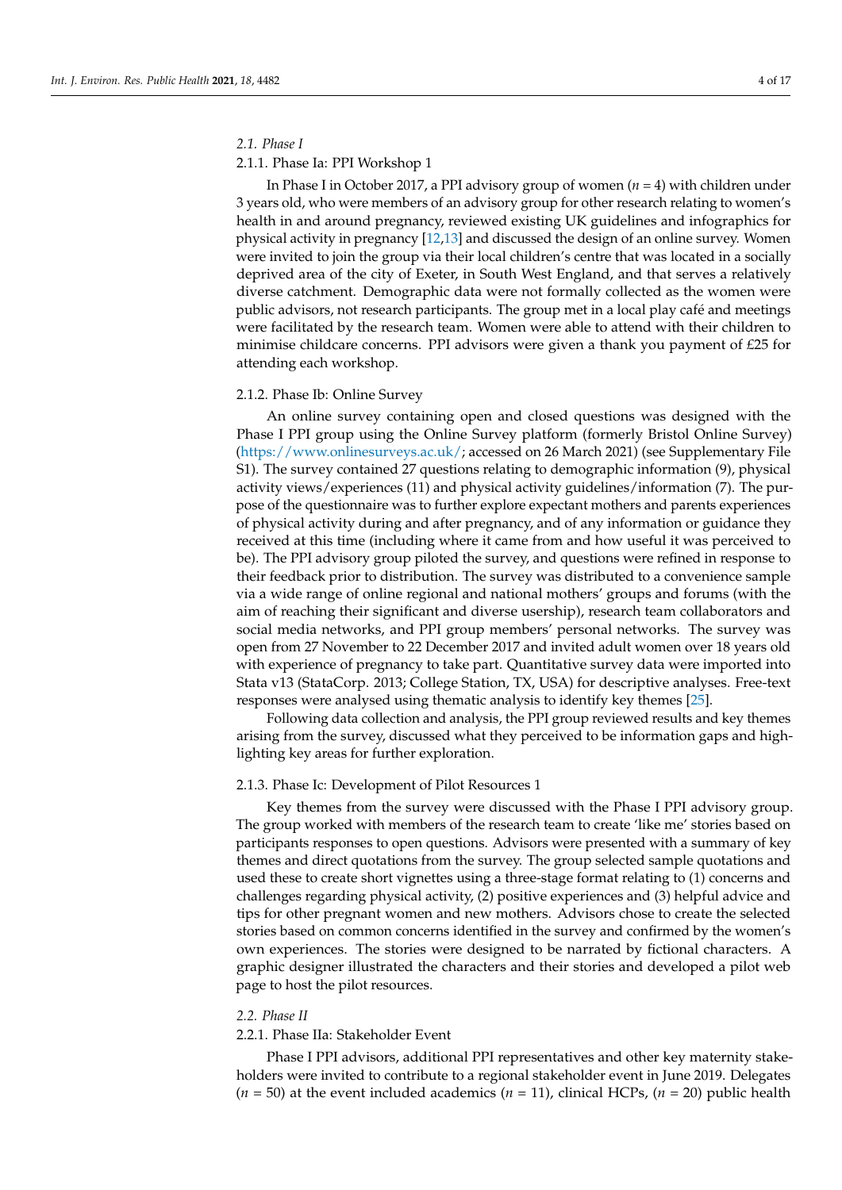### 2.1. Phase I

#### 2.1.1. Phase Ia: PPI Workshop 1

In Phase I in October 2017, a PPI advisory group of women ($n = 4$) with children under 3 years old, who were members of an advisory group for other research relating to women's health in and around pregnancy, reviewed existing UK guidelines and infographics for physical activity in pregnancy [12,13] and discussed the design of an online survey. Women were invited to join the group via their local children's centre that was located in a socially deprived area of the city of Exeter, in South West England, and that serves a relatively diverse catchment. Demographic data were not formally collected as the women were public advisors, not research participants. The group met in a local play café and meetings were facilitated by the research team. Women were able to attend with their children to minimise childcare concerns. PPI advisors were given a thank you payment of £25 for attending each workshop.

#### 2.1.2. Phase Ib: Online Survey

An online survey containing open and closed questions was designed with the Phase I PPI group using the Online Survey platform (formerly Bristol Online Survey) (https://www.onlinesurveys.ac.uk/; accessed on 26 March 2021) (see Supplementary File S1). The survey contained 27 questions relating to demographic information (9), physical activity views/experiences (11) and physical activity guidelines/information (7). The purpose of the questionnaire was to further explore expectant mothers and parents experiences of physical activity during and after pregnancy, and of any information or guidance they received at this time (including where it came from and how useful it was perceived to be). The PPI advisory group piloted the survey, and questions were refined in response to their feedback prior to distribution. The survey was distributed to a convenience sample via a wide range of online regional and national mothers' groups and forums (with the aim of reaching their significant and diverse usership), research team collaborators and social media networks, and PPI group members' personal networks. The survey was open from 27 November to 22 December 2017 and invited adult women over 18 years old with experience of pregnancy to take part. Quantitative survey data were imported into Stata v13 (StataCorp. 2013; College Station, TX, USA) for descriptive analyses. Free-text responses were analysed using thematic analysis to identify key themes [25].

Following data collection and analysis, the PPI group reviewed results and key themes arising from the survey, discussed what they perceived to be information gaps and highlighting key areas for further exploration.

#### 2.1.3. Phase Ic: Development of Pilot Resources 1

Key themes from the survey were discussed with the Phase I PPI advisory group. The group worked with members of the research team to create 'like me' stories based on participants responses to open questions. Advisors were presented with a summary of key themes and direct quotations from the survey. The group selected sample quotations and used these to create short vignettes using a three-stage format relating to (1) concerns and challenges regarding physical activity, (2) positive experiences and (3) helpful advice and tips for other pregnant women and new mothers. Advisors chose to create the selected stories based on common concerns identified in the survey and confirmed by the women's own experiences. The stories were designed to be narrated by fictional characters. A graphic designer illustrated the characters and their stories and developed a pilot web page to host the pilot resources.

### 2.2. Phase II

#### 2.2.1. Phase IIa: Stakeholder Event

Phase I PPI advisors, additional PPI representatives and other key maternity stakeholders were invited to contribute to a regional stakeholder event in June 2019. Delegates ($n = 50$) at the event included academics ($n = 11$), clinical HCPs, ($n = 20$) public health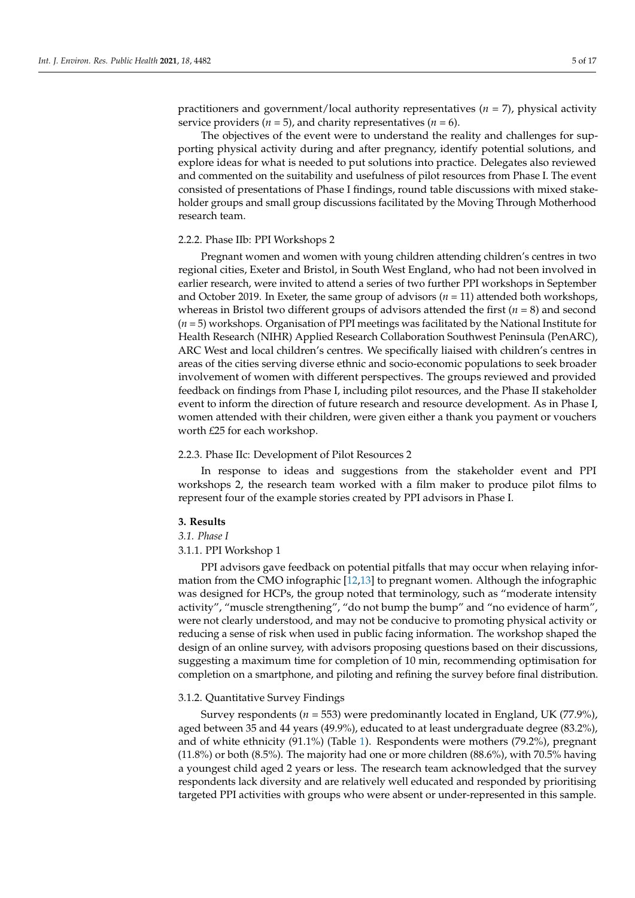practitioners and government/local authority representatives ($n = 7$), physical activity service providers ($n = 5$), and charity representatives ($n = 6$).

The objectives of the event were to understand the reality and challenges for supporting physical activity during and after pregnancy, identify potential solutions, and explore ideas for what is needed to put solutions into practice. Delegates also reviewed and commented on the suitability and usefulness of pilot resources from Phase I. The event consisted of presentations of Phase I findings, round table discussions with mixed stakeholder groups and small group discussions facilitated by the Moving Through Motherhood research team.

#### 2.2.2. Phase IIb: PPI Workshops 2

Pregnant women and women with young children attending children's centres in two regional cities, Exeter and Bristol, in South West England, who had not been involved in earlier research, were invited to attend a series of two further PPI workshops in September and October 2019. In Exeter, the same group of advisors ($n = 11$) attended both workshops, whereas in Bristol two different groups of advisors attended the first ($n = 8$) and second ($n = 5$) workshops. Organisation of PPI meetings was facilitated by the National Institute for Health Research (NIHR) Applied Research Collaboration Southwest Peninsula (PenARC), ARC West and local children's centres. We specifically liaised with children's centres in areas of the cities serving diverse ethnic and socio-economic populations to seek broader involvement of women with different perspectives. The groups reviewed and provided feedback on findings from Phase I, including pilot resources, and the Phase II stakeholder event to inform the direction of future research and resource development. As in Phase I, women attended with their children, were given either a thank you payment or vouchers worth £25 for each workshop.

#### 2.2.3. Phase IIc: Development of Pilot Resources 2

In response to ideas and suggestions from the stakeholder event and PPI workshops 2, the research team worked with a film maker to produce pilot films to represent four of the example stories created by PPI advisors in Phase I.

## 3. Results

### *3.1. Phase I*

#### 3.1.1. PPI Workshop 1

PPI advisors gave feedback on potential pitfalls that may occur when relaying information from the CMO infographic [12,13] to pregnant women. Although the infographic was designed for HCPs, the group noted that terminology, such as "moderate intensity activity", "muscle strengthening", "do not bump the bump" and "no evidence of harm", were not clearly understood, and may not be conducive to promoting physical activity or reducing a sense of risk when used in public facing information. The workshop shaped the design of an online survey, with advisors proposing questions based on their discussions, suggesting a maximum time for completion of 10 min, recommending optimisation for completion on a smartphone, and piloting and refining the survey before final distribution.

#### 3.1.2. Quantitative Survey Findings

Survey respondents ($n = 553$) were predominantly located in England, UK (77.9%), aged between 35 and 44 years (49.9%), educated to at least undergraduate degree (83.2%), and of white ethnicity (91.1%) (Table 1). Respondents were mothers (79.2%), pregnant (11.8%) or both (8.5%). The majority had one or more children (88.6%), with 70.5% having a youngest child aged 2 years or less. The research team acknowledged that the survey respondents lack diversity and are relatively well educated and responded by prioritising targeted PPI activities with groups who were absent or under-represented in this sample.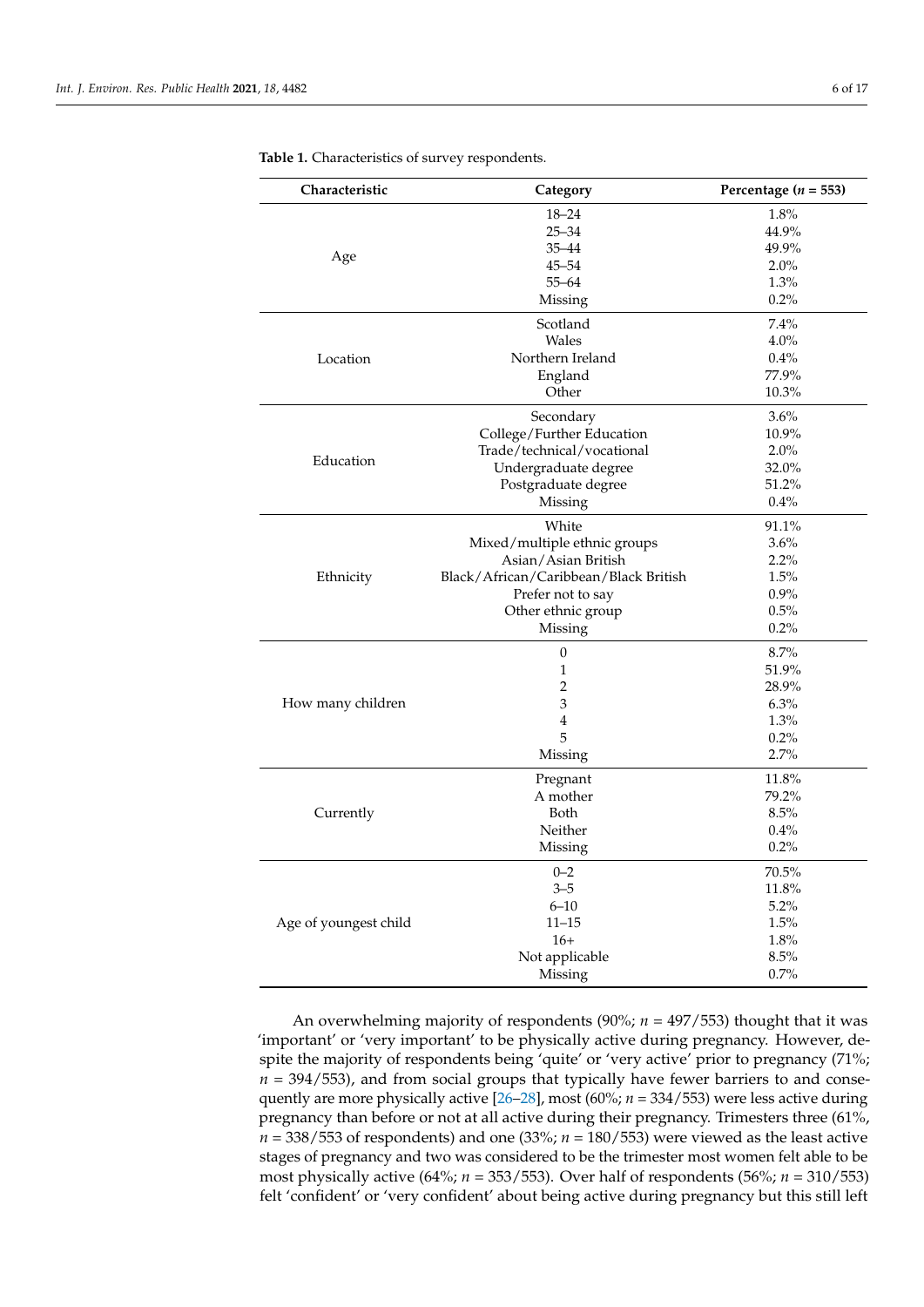**Table 1.** Characteristics of survey respondents.

| Characteristic | Category | Percentage ($n$ = 553) |
|---|---|---|
| Age | 18–24 | 1.8% |
| | 25–34 | 44.9% |
| | 35–44 | 49.9% |
| | 45–54 | 2.0% |
| | 55–64 | 1.3% |
| | Missing | 0.2% |
| Location | Scotland | 7.4% |
| | Wales | 4.0% |
| | Northern Ireland | 0.4% |
| | England | 77.9% |
| | Other | 10.3% |
| Education | Secondary | 3.6% |
| | College/Further Education | 10.9% |
| | Trade/technical/vocational | 2.0% |
| | Undergraduate degree | 32.0% |
| | Postgraduate degree | 51.2% |
| | Missing | 0.4% |
| Ethnicity | White | 91.1% |
| | Mixed/multiple ethnic groups | 3.6% |
| | Asian/Asian British | 2.2% |
| | Black/African/Caribbean/Black British | 1.5% |
| | Prefer not to say | 0.9% |
| | Other ethnic group | 0.5% |
| | Missing | 0.2% |
| How many children | 0 | 8.7% |
| | 1 | 51.9% |
| | 2 | 28.9% |
| | 3 | 6.3% |
| | 4 | 1.3% |
| | 5 | 0.2% |
| | Missing | 2.7% |
| Currently | Pregnant | 11.8% |
| | A mother | 79.2% |
| | Both | 8.5% |
| | Neither | 0.4% |
| | Missing | 0.2% |
| Age of youngest child | 0–2 | 70.5% |
| | 3–5 | 11.8% |
| | 6–10 | 5.2% |
| | 11–15 | 1.5% |
| | 16+ | 1.8% |
| | Not applicable | 8.5% |
| | Missing | 0.7% |

An overwhelming majority of respondents (90%; $n$ = 497/553) thought that it was 'important' or 'very important' to be physically active during pregnancy. However, despite the majority of respondents being 'quite' or 'very active' prior to pregnancy (71%; $n$ = 394/553), and from social groups that typically have fewer barriers to and consequently are more physically active [26–28], most (60%; $n$ = 334/553) were less active during pregnancy than before or not at all active during their pregnancy. Trimesters three (61%, $n$ = 338/553 of respondents) and one (33%; $n$ = 180/553) were viewed as the least active stages of pregnancy and two was considered to be the trimester most women felt able to be most physically active (64%; $n$ = 353/553). Over half of respondents (56%; $n$ = 310/553) felt 'confident' or 'very confident' about being active during pregnancy but this still left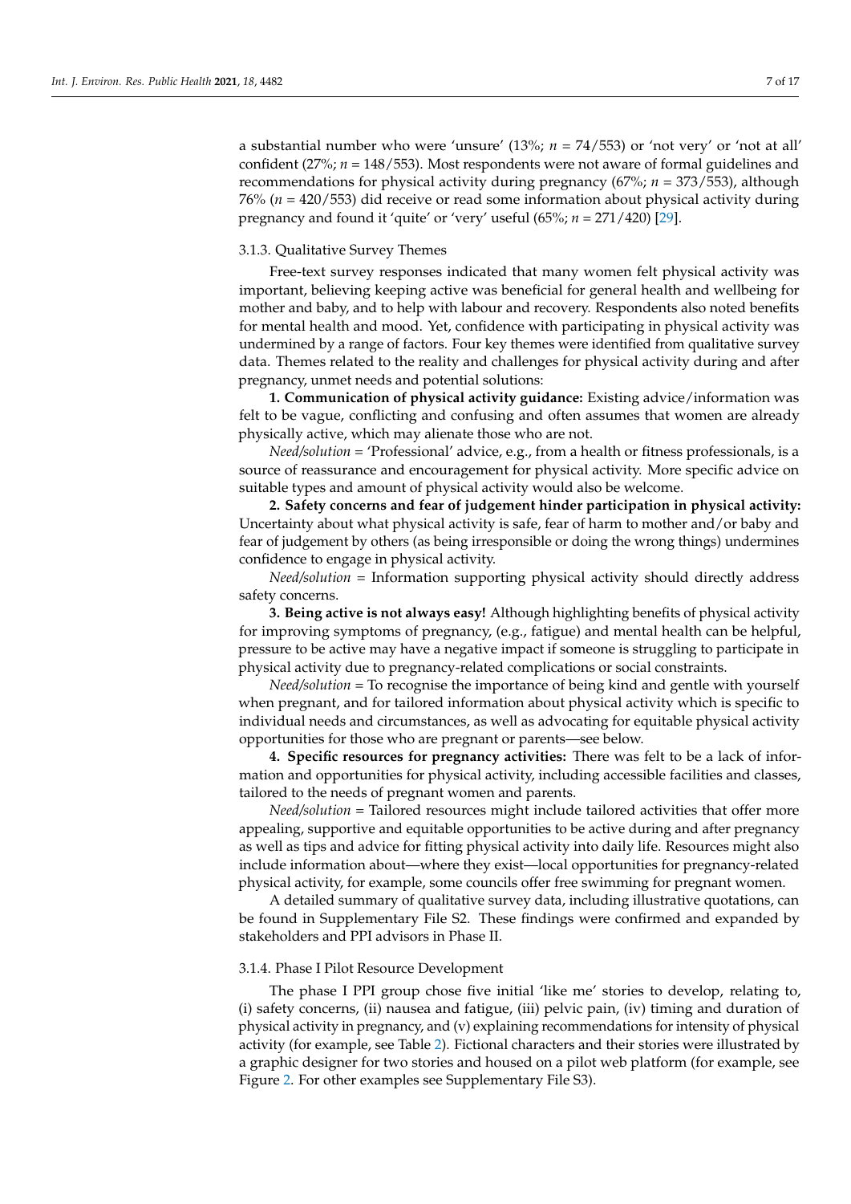a substantial number who were 'unsure' (13%; $n$ = 74/553) or 'not very' or 'not at all' confident (27%; $n$ = 148/553). Most respondents were not aware of formal guidelines and recommendations for physical activity during pregnancy (67%; $n$ = 373/553), although 76% ($n$ = 420/553) did receive or read some information about physical activity during pregnancy and found it 'quite' or 'very' useful (65%; $n$ = 271/420) [29].

### 3.1.3. Qualitative Survey Themes

Free-text survey responses indicated that many women felt physical activity was important, believing keeping active was beneficial for general health and wellbeing for mother and baby, and to help with labour and recovery. Respondents also noted benefits for mental health and mood. Yet, confidence with participating in physical activity was undermined by a range of factors. Four key themes were identified from qualitative survey data. Themes related to the reality and challenges for physical activity during and after pregnancy, unmet needs and potential solutions:

**1. Communication of physical activity guidance:** Existing advice/information was felt to be vague, conflicting and confusing and often assumes that women are already physically active, which may alienate those who are not.

*Need/solution* = 'Professional' advice, e.g., from a health or fitness professionals, is a source of reassurance and encouragement for physical activity. More specific advice on suitable types and amount of physical activity would also be welcome.

**2. Safety concerns and fear of judgement hinder participation in physical activity:** Uncertainty about what physical activity is safe, fear of harm to mother and/or baby and fear of judgement by others (as being irresponsible or doing the wrong things) undermines confidence to engage in physical activity.

*Need/solution* = Information supporting physical activity should directly address safety concerns.

**3. Being active is not always easy!** Although highlighting benefits of physical activity for improving symptoms of pregnancy, (e.g., fatigue) and mental health can be helpful, pressure to be active may have a negative impact if someone is struggling to participate in physical activity due to pregnancy-related complications or social constraints.

*Need/solution* = To recognise the importance of being kind and gentle with yourself when pregnant, and for tailored information about physical activity which is specific to individual needs and circumstances, as well as advocating for equitable physical activity opportunities for those who are pregnant or parents—see below.

**4. Specific resources for pregnancy activities:** There was felt to be a lack of information and opportunities for physical activity, including accessible facilities and classes, tailored to the needs of pregnant women and parents.

*Need/solution* = Tailored resources might include tailored activities that offer more appealing, supportive and equitable opportunities to be active during and after pregnancy as well as tips and advice for fitting physical activity into daily life. Resources might also include information about—where they exist—local opportunities for pregnancy-related physical activity, for example, some councils offer free swimming for pregnant women.

A detailed summary of qualitative survey data, including illustrative quotations, can be found in Supplementary File S2. These findings were confirmed and expanded by stakeholders and PPI advisors in Phase II.

### 3.1.4. Phase I Pilot Resource Development

The phase I PPI group chose five initial 'like me' stories to develop, relating to, (i) safety concerns, (ii) nausea and fatigue, (iii) pelvic pain, (iv) timing and duration of physical activity in pregnancy, and (v) explaining recommendations for intensity of physical activity (for example, see Table 2). Fictional characters and their stories were illustrated by a graphic designer for two stories and housed on a pilot web platform (for example, see Figure 2. For other examples see Supplementary File S3).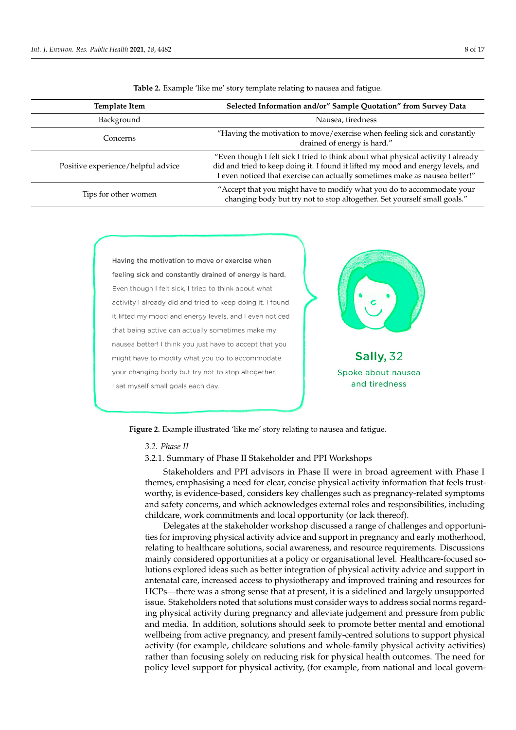**Table 2.** Example 'like me' story template relating to nausea and fatigue.

| Template Item | Selected Information and/or" Sample Quotation" from Survey Data |
|---|---|
| Background | Nausea, tiredness |
| Concerns | "Having the motivation to move/exercise when feeling sick and constantly drained of energy is hard." |
| Positive experience/helpful advice | "Even though I felt sick I tried to think about what physical activity I already did and tried to keep doing it. I found it lifted my mood and energy levels, and I even noticed that exercise can actually sometimes make as nausea better!" |
| Tips for other women | "Accept that you might have to modify what you do to accommodate your changing body but try not to stop altogether. Set yourself small goals." |

**Figure 2.** Example illustrated 'like me' story relating to nausea and fatigue.

*3.2. Phase II*

3.2.1. Summary of Phase II Stakeholder and PPI Workshops

Stakeholders and PPI advisors in Phase II were in broad agreement with Phase I themes, emphasising a need for clear, concise physical activity information that feels trustworthy, is evidence-based, considers key challenges such as pregnancy-related symptoms and safety concerns, and which acknowledges external roles and responsibilities, including childcare, work commitments and local opportunity (or lack thereof).

Delegates at the stakeholder workshop discussed a range of challenges and opportunities for improving physical activity advice and support in pregnancy and early motherhood, relating to healthcare solutions, social awareness, and resource requirements. Discussions mainly considered opportunities at a policy or organisational level. Healthcare-focused solutions explored ideas such as better integration of physical activity advice and support in antenatal care, increased access to physiotherapy and improved training and resources for HCPs—there was a strong sense that at present, it is a sidelined and largely unsupported issue. Stakeholders noted that solutions must consider ways to address social norms regarding physical activity during pregnancy and alleviate judgement and pressure from public and media. In addition, solutions should seek to promote better mental and emotional wellbeing from active pregnancy, and present family-centred solutions to support physical activity (for example, childcare solutions and whole-family physical activity activities) rather than focusing solely on reducing risk for physical health outcomes. The need for policy level support for physical activity, (for example, from national and local govern-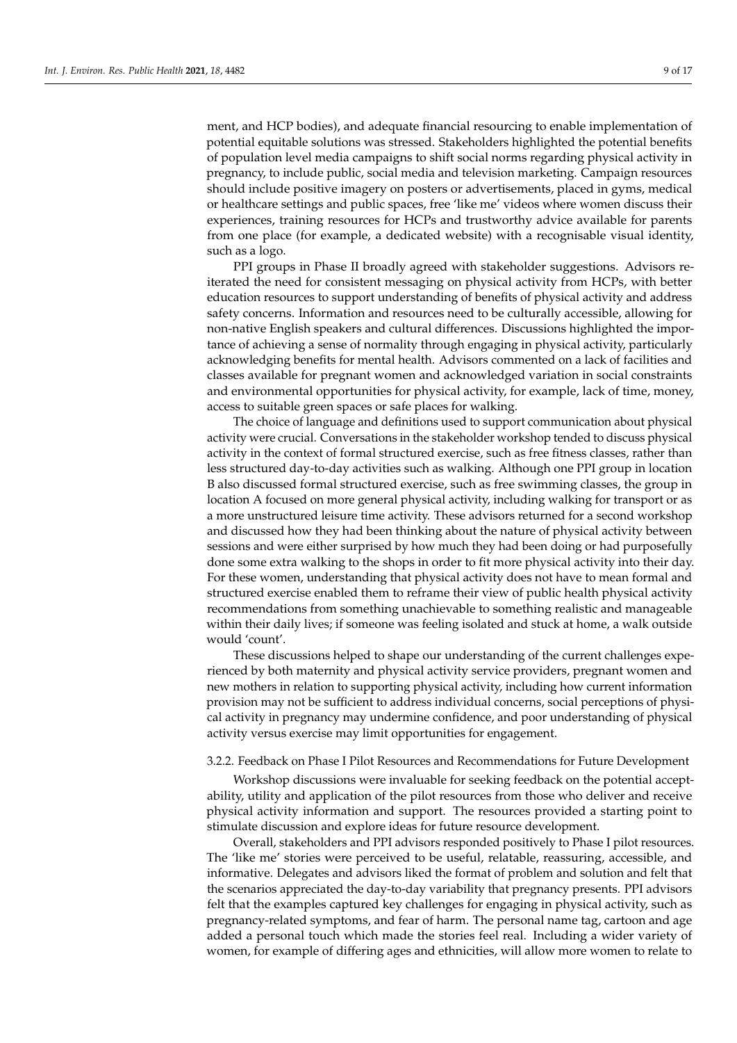ment, and HCP bodies), and adequate financial resourcing to enable implementation of potential equitable solutions was stressed. Stakeholders highlighted the potential benefits of population level media campaigns to shift social norms regarding physical activity in pregnancy, to include public, social media and television marketing. Campaign resources should include positive imagery on posters or advertisements, placed in gyms, medical or healthcare settings and public spaces, free 'like me' videos where women discuss their experiences, training resources for HCPs and trustworthy advice available for parents from one place (for example, a dedicated website) with a recognisable visual identity, such as a logo.

PPI groups in Phase II broadly agreed with stakeholder suggestions. Advisors reiterated the need for consistent messaging on physical activity from HCPs, with better education resources to support understanding of benefits of physical activity and address safety concerns. Information and resources need to be culturally accessible, allowing for non-native English speakers and cultural differences. Discussions highlighted the importance of achieving a sense of normality through engaging in physical activity, particularly acknowledging benefits for mental health. Advisors commented on a lack of facilities and classes available for pregnant women and acknowledged variation in social constraints and environmental opportunities for physical activity, for example, lack of time, money, access to suitable green spaces or safe places for walking.

The choice of language and definitions used to support communication about physical activity were crucial. Conversations in the stakeholder workshop tended to discuss physical activity in the context of formal structured exercise, such as free fitness classes, rather than less structured day-to-day activities such as walking. Although one PPI group in location B also discussed formal structured exercise, such as free swimming classes, the group in location A focused on more general physical activity, including walking for transport or as a more unstructured leisure time activity. These advisors returned for a second workshop and discussed how they had been thinking about the nature of physical activity between sessions and were either surprised by how much they had been doing or had purposefully done some extra walking to the shops in order to fit more physical activity into their day. For these women, understanding that physical activity does not have to mean formal and structured exercise enabled them to reframe their view of public health physical activity recommendations from something unachievable to something realistic and manageable within their daily lives; if someone was feeling isolated and stuck at home, a walk outside would 'count'.

These discussions helped to shape our understanding of the current challenges experienced by both maternity and physical activity service providers, pregnant women and new mothers in relation to supporting physical activity, including how current information provision may not be sufficient to address individual concerns, social perceptions of physical activity in pregnancy may undermine confidence, and poor understanding of physical activity versus exercise may limit opportunities for engagement.

#### 3.2.2. Feedback on Phase I Pilot Resources and Recommendations for Future Development

Workshop discussions were invaluable for seeking feedback on the potential acceptability, utility and application of the pilot resources from those who deliver and receive physical activity information and support. The resources provided a starting point to stimulate discussion and explore ideas for future resource development.

Overall, stakeholders and PPI advisors responded positively to Phase I pilot resources. The 'like me' stories were perceived to be useful, relatable, reassuring, accessible, and informative. Delegates and advisors liked the format of problem and solution and felt that the scenarios appreciated the day-to-day variability that pregnancy presents. PPI advisors felt that the examples captured key challenges for engaging in physical activity, such as pregnancy-related symptoms, and fear of harm. The personal name tag, cartoon and age added a personal touch which made the stories feel real. Including a wider variety of women, for example of differing ages and ethnicities, will allow more women to relate to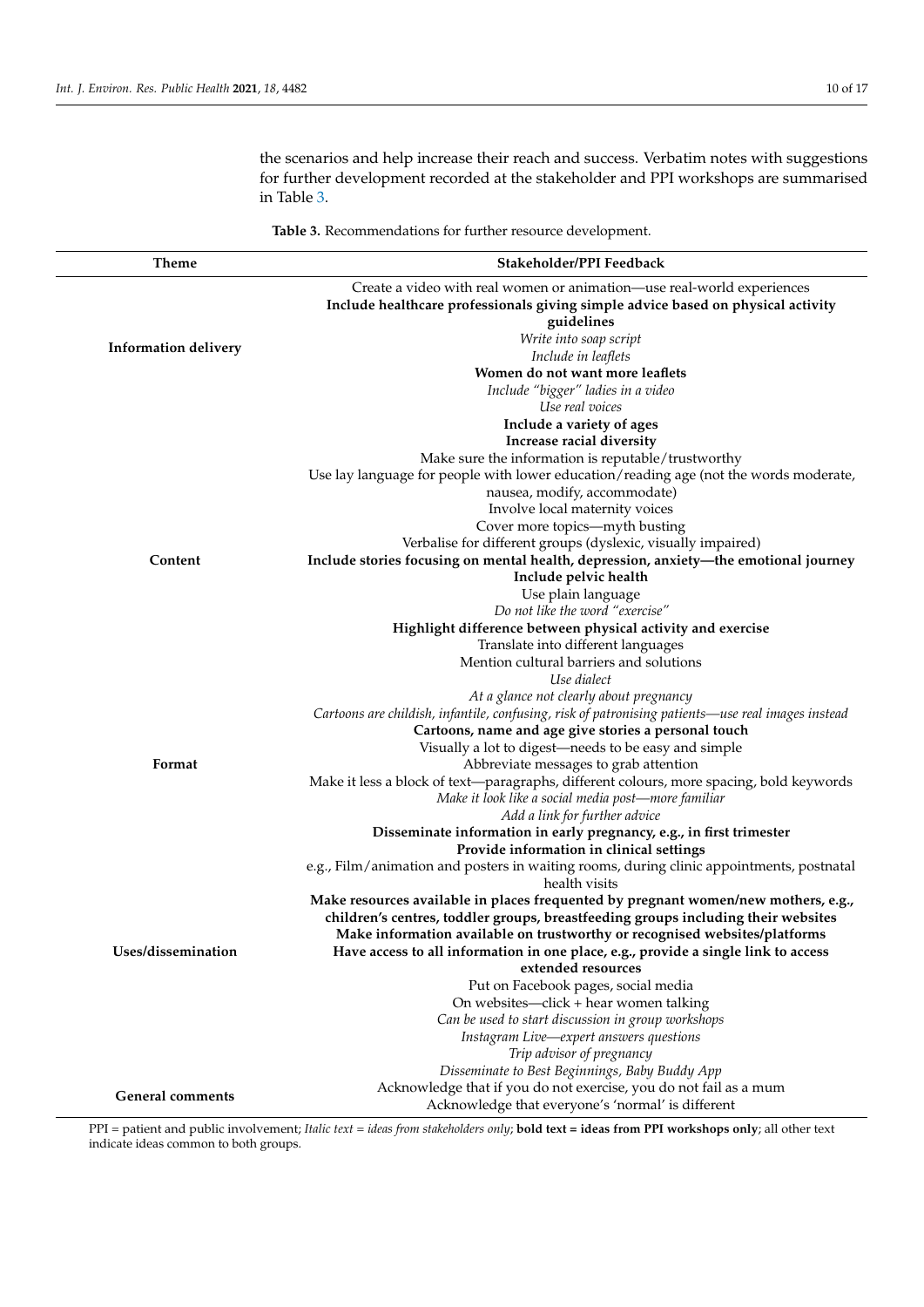the scenarios and help increase their reach and success. Verbatim notes with suggestions for further development recorded at the stakeholder and PPI workshops are summarised in Table 3.

**Table 3.** Recommendations for further resource development.

| Theme | Stakeholder/PPI Feedback |
|---|---|
| **Information delivery** | Create a video with real women or animation—use real-world experiences<br>**Include healthcare professionals giving simple advice based on physical activity guidelines**<br>*Write into soap script*<br>*Include in leaflets*<br>**Women do not want more leaflets** |
| **Content** | *Include "bigger" ladies in a video*<br>*Use real voices*<br>**Include a variety of ages**<br>**Increase racial diversity**<br>Make sure the information is reputable/trustworthy<br>Use lay language for people with lower education/reading age (not the words moderate, nausea, modify, accommodate)<br>Involve local maternity voices<br>Cover more topics—myth busting<br>Verbalise for different groups (dyslexic, visually impaired)<br>**Include stories focusing on mental health, depression, anxiety—the emotional journey**<br>**Include pelvic health**<br>Use plain language<br>*Do not like the word "exercise"*<br>**Highlight difference between physical activity and exercise**<br>Translate into different languages<br>Mention cultural barriers and solutions<br>*Use dialect* |
| **Format** | *At a glance not clearly about pregnancy*<br>*Cartoons are childish, infantile, confusing, risk of patronising patients—use real images instead*<br>**Cartoons, name and age give stories a personal touch**<br>Visually a lot to digest—needs to be easy and simple<br>Abbreviate messages to grab attention<br>Make it less a block of text—paragraphs, different colours, more spacing, bold keywords<br>*Make it look like a social media post—more familiar*<br>*Add a link for further advice* |
| **Uses/dissemination** | **Disseminate information in early pregnancy, e.g., in first trimester**<br>**Provide information in clinical settings**<br>e.g., Film/animation and posters in waiting rooms, during clinic appointments, postnatal health visits<br>**Make resources available in places frequented by pregnant women/new mothers, e.g., children's centres, toddler groups, breastfeeding groups including their websites**<br>**Make information available on trustworthy or recognised websites/platforms**<br>**Have access to all information in one place, e.g., provide a single link to access extended resources**<br>Put on Facebook pages, social media<br>On websites—click + hear women talking<br>*Can be used to start discussion in group workshops*<br>*Instagram Live—expert answers questions*<br>*Trip advisor of pregnancy*<br>*Disseminate to Best Beginnings, Baby Buddy App* |
| **General comments** | Acknowledge that if you do not exercise, you do not fail as a mum<br>Acknowledge that everyone's 'normal' is different |

PPI = patient and public involvement; *Italic text = ideas from stakeholders only*; **bold text = ideas from PPI workshops only**; all other text indicate ideas common to both groups.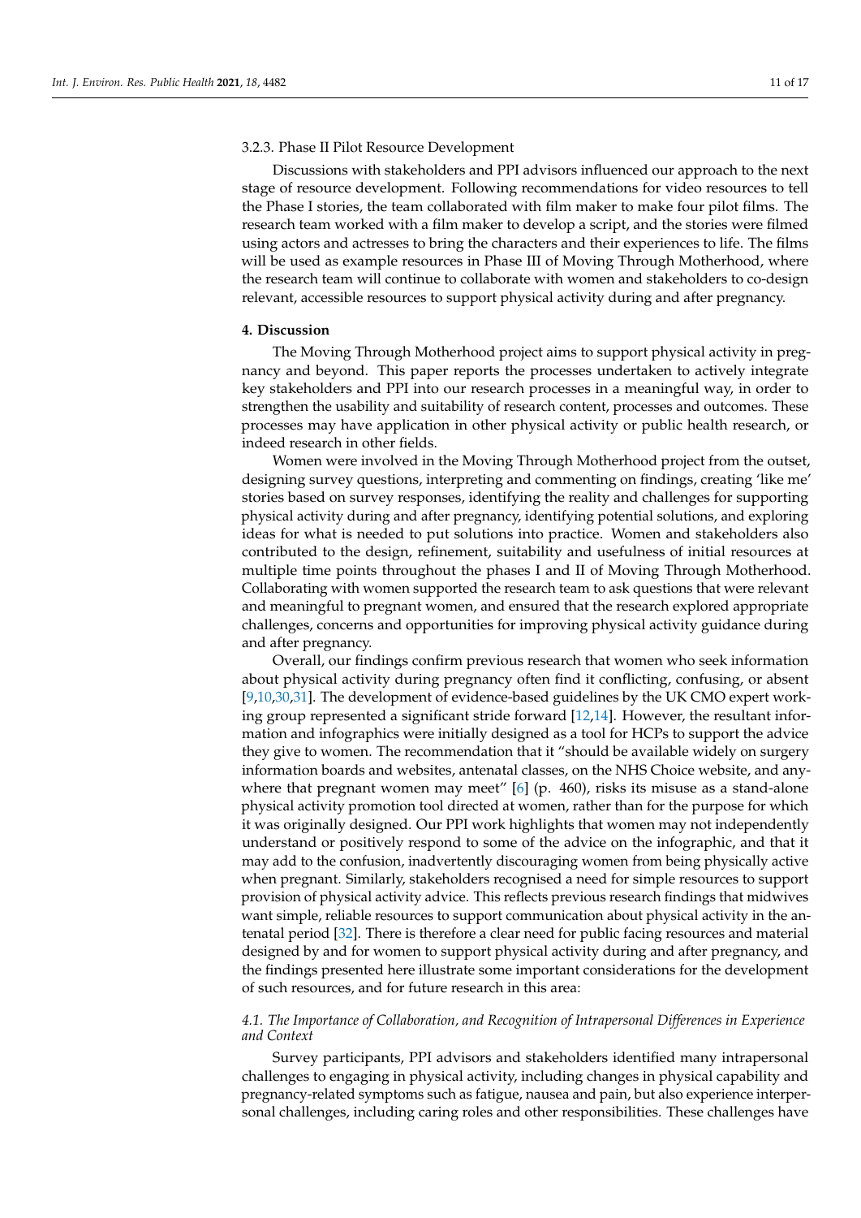#### 3.2.3. Phase II Pilot Resource Development

Discussions with stakeholders and PPI advisors influenced our approach to the next stage of resource development. Following recommendations for video resources to tell the Phase I stories, the team collaborated with film maker to make four pilot films. The research team worked with a film maker to develop a script, and the stories were filmed using actors and actresses to bring the characters and their experiences to life. The films will be used as example resources in Phase III of Moving Through Motherhood, where the research team will continue to collaborate with women and stakeholders to co-design relevant, accessible resources to support physical activity during and after pregnancy.

## 4. Discussion

The Moving Through Motherhood project aims to support physical activity in pregnancy and beyond. This paper reports the processes undertaken to actively integrate key stakeholders and PPI into our research processes in a meaningful way, in order to strengthen the usability and suitability of research content, processes and outcomes. These processes may have application in other physical activity or public health research, or indeed research in other fields.

Women were involved in the Moving Through Motherhood project from the outset, designing survey questions, interpreting and commenting on findings, creating 'like me' stories based on survey responses, identifying the reality and challenges for supporting physical activity during and after pregnancy, identifying potential solutions, and exploring ideas for what is needed to put solutions into practice. Women and stakeholders also contributed to the design, refinement, suitability and usefulness of initial resources at multiple time points throughout the phases I and II of Moving Through Motherhood. Collaborating with women supported the research team to ask questions that were relevant and meaningful to pregnant women, and ensured that the research explored appropriate challenges, concerns and opportunities for improving physical activity guidance during and after pregnancy.

Overall, our findings confirm previous research that women who seek information about physical activity during pregnancy often find it conflicting, confusing, or absent [9,10,30,31]. The development of evidence-based guidelines by the UK CMO expert working group represented a significant stride forward [12,14]. However, the resultant information and infographics were initially designed as a tool for HCPs to support the advice they give to women. The recommendation that it "should be available widely on surgery information boards and websites, antenatal classes, on the NHS Choice website, and anywhere that pregnant women may meet" [6] (p. 460), risks its misuse as a stand-alone physical activity promotion tool directed at women, rather than for the purpose for which it was originally designed. Our PPI work highlights that women may not independently understand or positively respond to some of the advice on the infographic, and that it may add to the confusion, inadvertently discouraging women from being physically active when pregnant. Similarly, stakeholders recognised a need for simple resources to support provision of physical activity advice. This reflects previous research findings that midwives want simple, reliable resources to support communication about physical activity in the antenatal period [32]. There is therefore a clear need for public facing resources and material designed by and for women to support physical activity during and after pregnancy, and the findings presented here illustrate some important considerations for the development of such resources, and for future research in this area:

### *4.1. The Importance of Collaboration, and Recognition of Intrapersonal Differences in Experience and Context*

Survey participants, PPI advisors and stakeholders identified many intrapersonal challenges to engaging in physical activity, including changes in physical capability and pregnancy-related symptoms such as fatigue, nausea and pain, but also experience interpersonal challenges, including caring roles and other responsibilities. These challenges have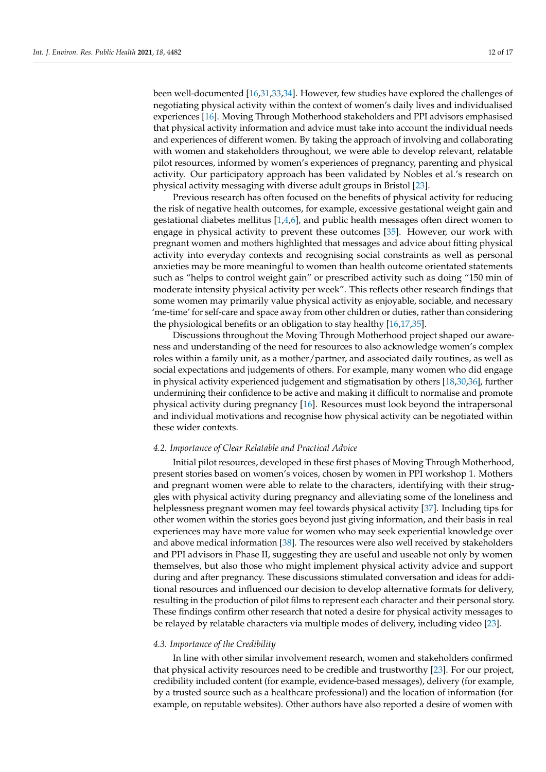been well-documented [16,31,33,34]. However, few studies have explored the challenges of negotiating physical activity within the context of women's daily lives and individualised experiences [16]. Moving Through Motherhood stakeholders and PPI advisors emphasised that physical activity information and advice must take into account the individual needs and experiences of different women. By taking the approach of involving and collaborating with women and stakeholders throughout, we were able to develop relevant, relatable pilot resources, informed by women's experiences of pregnancy, parenting and physical activity. Our participatory approach has been validated by Nobles et al.'s research on physical activity messaging with diverse adult groups in Bristol [23].

Previous research has often focused on the benefits of physical activity for reducing the risk of negative health outcomes, for example, excessive gestational weight gain and gestational diabetes mellitus [1,4,6], and public health messages often direct women to engage in physical activity to prevent these outcomes [35]. However, our work with pregnant women and mothers highlighted that messages and advice about fitting physical activity into everyday contexts and recognising social constraints as well as personal anxieties may be more meaningful to women than health outcome orientated statements such as "helps to control weight gain" or prescribed activity such as doing "150 min of moderate intensity physical activity per week". This reflects other research findings that some women may primarily value physical activity as enjoyable, sociable, and necessary 'me-time' for self-care and space away from other children or duties, rather than considering the physiological benefits or an obligation to stay healthy [16,17,35].

Discussions throughout the Moving Through Motherhood project shaped our awareness and understanding of the need for resources to also acknowledge women's complex roles within a family unit, as a mother/partner, and associated daily routines, as well as social expectations and judgements of others. For example, many women who did engage in physical activity experienced judgement and stigmatisation by others [18,30,36], further undermining their confidence to be active and making it difficult to normalise and promote physical activity during pregnancy [16]. Resources must look beyond the intrapersonal and individual motivations and recognise how physical activity can be negotiated within these wider contexts.

### *4.2. Importance of Clear Relatable and Practical Advice*

Initial pilot resources, developed in these first phases of Moving Through Motherhood, present stories based on women's voices, chosen by women in PPI workshop 1. Mothers and pregnant women were able to relate to the characters, identifying with their struggles with physical activity during pregnancy and alleviating some of the loneliness and helplessness pregnant women may feel towards physical activity [37]. Including tips for other women within the stories goes beyond just giving information, and their basis in real experiences may have more value for women who may seek experiential knowledge over and above medical information [38]. The resources were also well received by stakeholders and PPI advisors in Phase II, suggesting they are useful and useable not only by women themselves, but also those who might implement physical activity advice and support during and after pregnancy. These discussions stimulated conversation and ideas for additional resources and influenced our decision to develop alternative formats for delivery, resulting in the production of pilot films to represent each character and their personal story. These findings confirm other research that noted a desire for physical activity messages to be relayed by relatable characters via multiple modes of delivery, including video [23].

### *4.3. Importance of the Credibility*

In line with other similar involvement research, women and stakeholders confirmed that physical activity resources need to be credible and trustworthy [23]. For our project, credibility included content (for example, evidence-based messages), delivery (for example, by a trusted source such as a healthcare professional) and the location of information (for example, on reputable websites). Other authors have also reported a desire of women with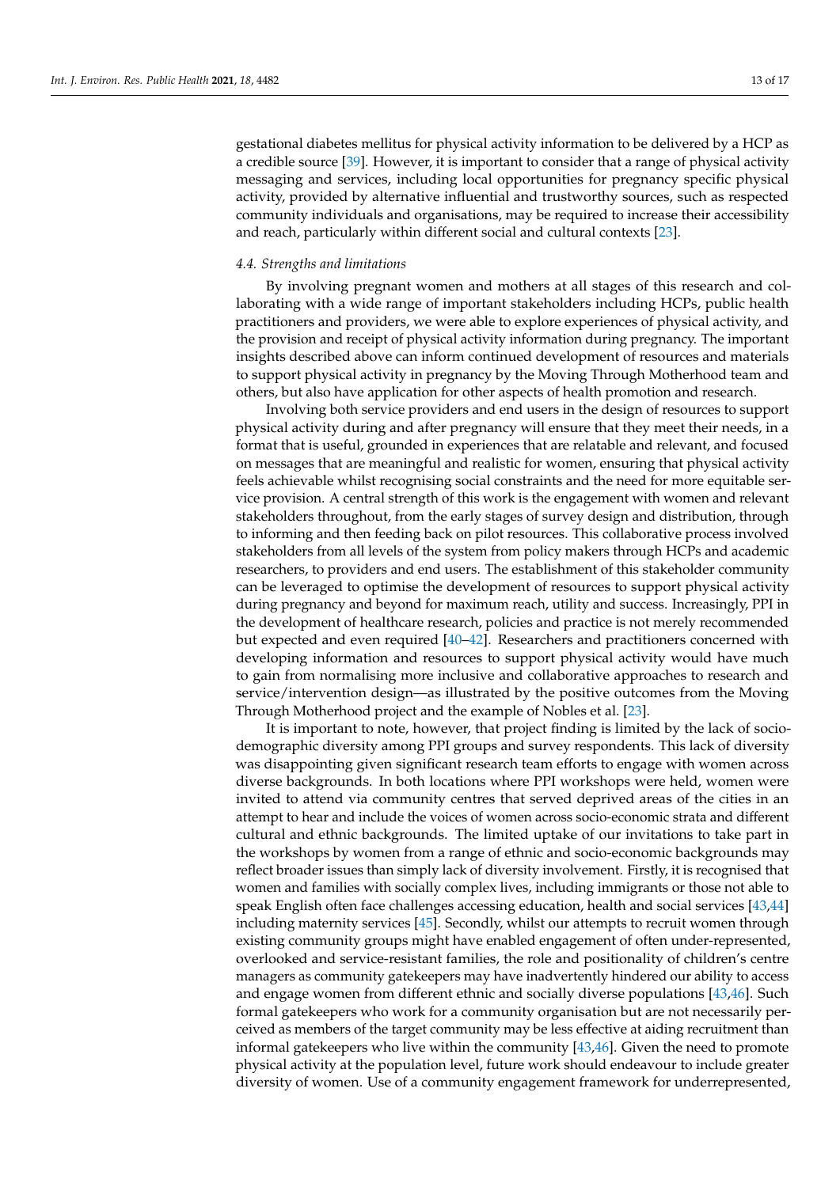gestational diabetes mellitus for physical activity information to be delivered by a HCP as a credible source [39]. However, it is important to consider that a range of physical activity messaging and services, including local opportunities for pregnancy specific physical activity, provided by alternative influential and trustworthy sources, such as respected community individuals and organisations, may be required to increase their accessibility and reach, particularly within different social and cultural contexts [23].

### *4.4. Strengths and limitations*

By involving pregnant women and mothers at all stages of this research and collaborating with a wide range of important stakeholders including HCPs, public health practitioners and providers, we were able to explore experiences of physical activity, and the provision and receipt of physical activity information during pregnancy. The important insights described above can inform continued development of resources and materials to support physical activity in pregnancy by the Moving Through Motherhood team and others, but also have application for other aspects of health promotion and research.

Involving both service providers and end users in the design of resources to support physical activity during and after pregnancy will ensure that they meet their needs, in a format that is useful, grounded in experiences that are relatable and relevant, and focused on messages that are meaningful and realistic for women, ensuring that physical activity feels achievable whilst recognising social constraints and the need for more equitable service provision. A central strength of this work is the engagement with women and relevant stakeholders throughout, from the early stages of survey design and distribution, through to informing and then feeding back on pilot resources. This collaborative process involved stakeholders from all levels of the system from policy makers through HCPs and academic researchers, to providers and end users. The establishment of this stakeholder community can be leveraged to optimise the development of resources to support physical activity during pregnancy and beyond for maximum reach, utility and success. Increasingly, PPI in the development of healthcare research, policies and practice is not merely recommended but expected and even required [40–42]. Researchers and practitioners concerned with developing information and resources to support physical activity would have much to gain from normalising more inclusive and collaborative approaches to research and service/intervention design—as illustrated by the positive outcomes from the Moving Through Motherhood project and the example of Nobles et al. [23].

It is important to note, however, that project finding is limited by the lack of socio-demographic diversity among PPI groups and survey respondents. This lack of diversity was disappointing given significant research team efforts to engage with women across diverse backgrounds. In both locations where PPI workshops were held, women were invited to attend via community centres that served deprived areas of the cities in an attempt to hear and include the voices of women across socio-economic strata and different cultural and ethnic backgrounds. The limited uptake of our invitations to take part in the workshops by women from a range of ethnic and socio-economic backgrounds may reflect broader issues than simply lack of diversity involvement. Firstly, it is recognised that women and families with socially complex lives, including immigrants or those not able to speak English often face challenges accessing education, health and social services [43,44] including maternity services [45]. Secondly, whilst our attempts to recruit women through existing community groups might have enabled engagement of often under-represented, overlooked and service-resistant families, the role and positionality of children's centre managers as community gatekeepers may have inadvertently hindered our ability to access and engage women from different ethnic and socially diverse populations [43,46]. Such formal gatekeepers who work for a community organisation but are not necessarily perceived as members of the target community may be less effective at aiding recruitment than informal gatekeepers who live within the community [43,46]. Given the need to promote physical activity at the population level, future work should endeavour to include greater diversity of women. Use of a community engagement framework for underrepresented,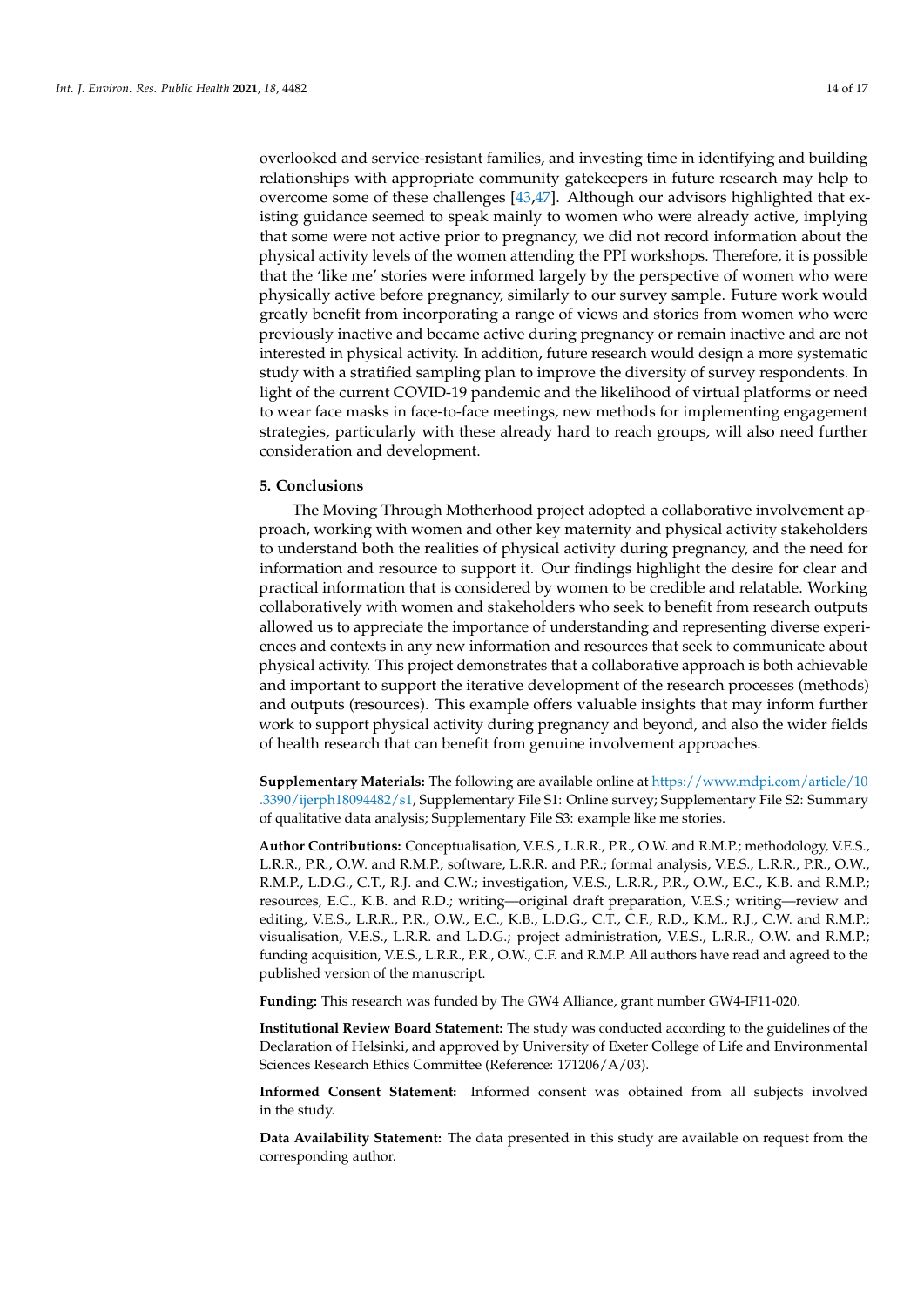overlooked and service-resistant families, and investing time in identifying and building relationships with appropriate community gatekeepers in future research may help to overcome some of these challenges [43,47]. Although our advisors highlighted that existing guidance seemed to speak mainly to women who were already active, implying that some were not active prior to pregnancy, we did not record information about the physical activity levels of the women attending the PPI workshops. Therefore, it is possible that the 'like me' stories were informed largely by the perspective of women who were physically active before pregnancy, similarly to our survey sample. Future work would greatly benefit from incorporating a range of views and stories from women who were previously inactive and became active during pregnancy or remain inactive and are not interested in physical activity. In addition, future research would design a more systematic study with a stratified sampling plan to improve the diversity of survey respondents. In light of the current COVID-19 pandemic and the likelihood of virtual platforms or need to wear face masks in face-to-face meetings, new methods for implementing engagement strategies, particularly with these already hard to reach groups, will also need further consideration and development.

## 5. Conclusions

The Moving Through Motherhood project adopted a collaborative involvement approach, working with women and other key maternity and physical activity stakeholders to understand both the realities of physical activity during pregnancy, and the need for information and resource to support it. Our findings highlight the desire for clear and practical information that is considered by women to be credible and relatable. Working collaboratively with women and stakeholders who seek to benefit from research outputs allowed us to appreciate the importance of understanding and representing diverse experiences and contexts in any new information and resources that seek to communicate about physical activity. This project demonstrates that a collaborative approach is both achievable and important to support the iterative development of the research processes (methods) and outputs (resources). This example offers valuable insights that may inform further work to support physical activity during pregnancy and beyond, and also the wider fields of health research that can benefit from genuine involvement approaches.

**Supplementary Materials:** The following are available online at https://www.mdpi.com/article/10.3390/ijerph18094482/s1, Supplementary File S1: Online survey; Supplementary File S2: Summary of qualitative data analysis; Supplementary File S3: example like me stories.

**Author Contributions:** Conceptualisation, V.E.S., L.R.R., P.R., O.W. and R.M.P.; methodology, V.E.S., L.R.R., P.R., O.W. and R.M.P.; software, L.R.R. and P.R.; formal analysis, V.E.S., L.R.R., P.R., O.W., R.M.P., L.D.G., C.T., R.J. and C.W.; investigation, V.E.S., L.R.R., P.R., O.W., E.C., K.B. and R.M.P.; resources, E.C., K.B. and R.D.; writing—original draft preparation, V.E.S.; writing—review and editing, V.E.S., L.R.R., P.R., O.W., E.C., K.B., L.D.G., C.T., C.F., R.D., K.M., R.J., C.W. and R.M.P.; visualisation, V.E.S., L.R.R. and L.D.G.; project administration, V.E.S., L.R.R., O.W. and R.M.P.; funding acquisition, V.E.S., L.R.R., P.R., O.W., C.F. and R.M.P. All authors have read and agreed to the published version of the manuscript.

**Funding:** This research was funded by The GW4 Alliance, grant number GW4-IF11-020.

**Institutional Review Board Statement:** The study was conducted according to the guidelines of the Declaration of Helsinki, and approved by University of Exeter College of Life and Environmental Sciences Research Ethics Committee (Reference: 171206/A/03).

**Informed Consent Statement:** Informed consent was obtained from all subjects involved in the study.

**Data Availability Statement:** The data presented in this study are available on request from the corresponding author.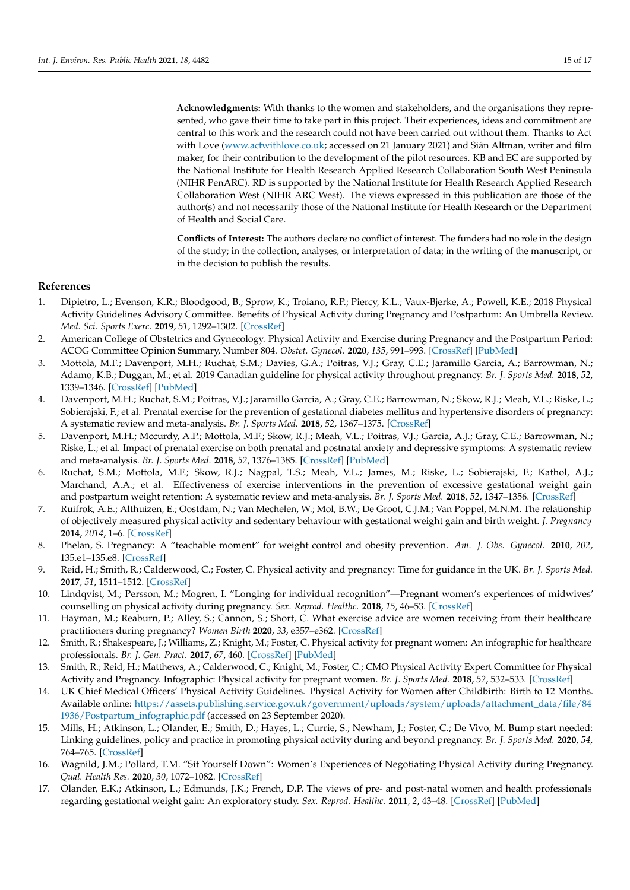**Acknowledgments:** With thanks to the women and stakeholders, and the organisations they represented, who gave their time to take part in this project. Their experiences, ideas and commitment are central to this work and the research could not have been carried out without them. Thanks to Act with Love (www.actwithlove.co.uk; accessed on 21 January 2021) and Siân Altman, writer and film maker, for their contribution to the development of the pilot resources. KB and EC are supported by the National Institute for Health Research Applied Research Collaboration South West Peninsula (NIHR PenARC). RD is supported by the National Institute for Health Research Applied Research Collaboration West (NIHR ARC West). The views expressed in this publication are those of the author(s) and not necessarily those of the National Institute for Health Research or the Department of Health and Social Care.

**Conflicts of Interest:** The authors declare no conflict of interest. The funders had no role in the design of the study; in the collection, analyses, or interpretation of data; in the writing of the manuscript, or in the decision to publish the results.

## References

1. Dipietro, L.; Evenson, K.R.; Bloodgood, B.; Sprow, K.; Troiano, R.P.; Piercy, K.L.; Vaux-Bjerke, A.; Powell, K.E.; 2018 Physical Activity Guidelines Advisory Committee. Benefits of Physical Activity during Pregnancy and Postpartum: An Umbrella Review. *Med. Sci. Sports Exerc.* **2019**, *51*, 1292–1302. [CrossRef]
2. American College of Obstetrics and Gynecology. Physical Activity and Exercise during Pregnancy and the Postpartum Period: ACOG Committee Opinion Summary, Number 804. *Obstet. Gynecol.* **2020**, *135*, 991–993. [CrossRef] [PubMed]
3. Mottola, M.F.; Davenport, M.H.; Ruchat, S.M.; Davies, G.A.; Poitras, V.J.; Gray, C.E.; Jaramillo Garcia, A.; Barrowman, N.; Adamo, K.B.; Duggan, M.; et al. 2019 Canadian guideline for physical activity throughout pregnancy. *Br. J. Sports Med.* **2018**, *52*, 1339–1346. [CrossRef] [PubMed]
4. Davenport, M.H.; Ruchat, S.M.; Poitras, V.J.; Jaramillo Garcia, A.; Gray, C.E.; Barrowman, N.; Skow, R.J.; Meah, V.L.; Riske, L.; Sobierajski, F.; et al. Prenatal exercise for the prevention of gestational diabetes mellitus and hypertensive disorders of pregnancy: A systematic review and meta-analysis. *Br. J. Sports Med.* **2018**, *52*, 1367–1375. [CrossRef]
5. Davenport, M.H.; Mccurdy, A.P.; Mottola, M.F.; Skow, R.J.; Meah, V.L.; Poitras, V.J.; Garcia, A.J.; Gray, C.E.; Barrowman, N.; Riske, L.; et al. Impact of prenatal exercise on both prenatal and postnatal anxiety and depressive symptoms: A systematic review and meta-analysis. *Br. J. Sports Med.* **2018**, *52*, 1376–1385. [CrossRef] [PubMed]
6. Ruchat, S.M.; Mottola, M.F.; Skow, R.J.; Nagpal, T.S.; Meah, V.L.; James, M.; Riske, L.; Sobierajski, F.; Kathol, A.J.; Marchand, A.A.; et al. Effectiveness of exercise interventions in the prevention of excessive gestational weight gain and postpartum weight retention: A systematic review and meta-analysis. *Br. J. Sports Med.* **2018**, *52*, 1347–1356. [CrossRef]
7. Ruifrok, A.E.; Althuizen, E.; Oostdam, N.; Van Mechelen, W.; Mol, B.W.; De Groot, C.J.M.; Van Poppel, M.N.M. The relationship of objectively measured physical activity and sedentary behaviour with gestational weight gain and birth weight. *J. Pregnancy* **2014**, *2014*, 1–6. [CrossRef]
8. Phelan, S. Pregnancy: A "teachable moment" for weight control and obesity prevention. *Am. J. Obs. Gynecol.* **2010**, *202*, 135.e1–135.e8. [CrossRef]
9. Reid, H.; Smith, R.; Calderwood, C.; Foster, C. Physical activity and pregnancy: Time for guidance in the UK. *Br. J. Sports Med.* **2017**, *51*, 1511–1512. [CrossRef]
10. Lindqvist, M.; Persson, M.; Mogren, I. "Longing for individual recognition"—Pregnant women's experiences of midwives' counselling on physical activity during pregnancy. *Sex. Reprod. Healthc.* **2018**, *15*, 46–53. [CrossRef]
11. Hayman, M.; Reaburn, P.; Alley, S.; Cannon, S.; Short, C. What exercise advice are women receiving from their healthcare practitioners during pregnancy? *Women Birth* **2020**, *33*, e357–e362. [CrossRef]
12. Smith, R.; Shakespeare, J.; Williams, Z.; Knight, M.; Foster, C. Physical activity for pregnant women: An infographic for healthcare professionals. *Br. J. Gen. Pract.* **2017**, *67*, 460. [CrossRef] [PubMed]
13. Smith, R.; Reid, H.; Matthews, A.; Calderwood, C.; Knight, M.; Foster, C.; CMO Physical Activity Expert Committee for Physical Activity and Pregnancy. Infographic: Physical activity for pregnant women. *Br. J. Sports Med.* **2018**, *52*, 532–533. [CrossRef]
14. UK Chief Medical Officers' Physical Activity Guidelines. Physical Activity for Women after Childbirth: Birth to 12 Months. Available online: https://assets.publishing.service.gov.uk/government/uploads/system/uploads/attachment_data/file/841936/Postpartum_infographic.pdf (accessed on 23 September 2020).
15. Mills, H.; Atkinson, L.; Olander, E.; Smith, D.; Hayes, L.; Currie, S.; Newham, J.; Foster, C.; De Vivo, M. Bump start needed: Linking guidelines, policy and practice in promoting physical activity during and beyond pregnancy. *Br. J. Sports Med.* **2020**, *54*, 764–765. [CrossRef]
16. Wagnild, J.M.; Pollard, T.M. "Sit Yourself Down": Women's Experiences of Negotiating Physical Activity during Pregnancy. *Qual. Health Res.* **2020**, *30*, 1072–1082. [CrossRef]
17. Olander, E.K.; Atkinson, L.; Edmunds, J.K.; French, D.P. The views of pre- and post-natal women and health professionals regarding gestational weight gain: An exploratory study. *Sex. Reprod. Healthc.* **2011**, *2*, 43–48. [CrossRef] [PubMed]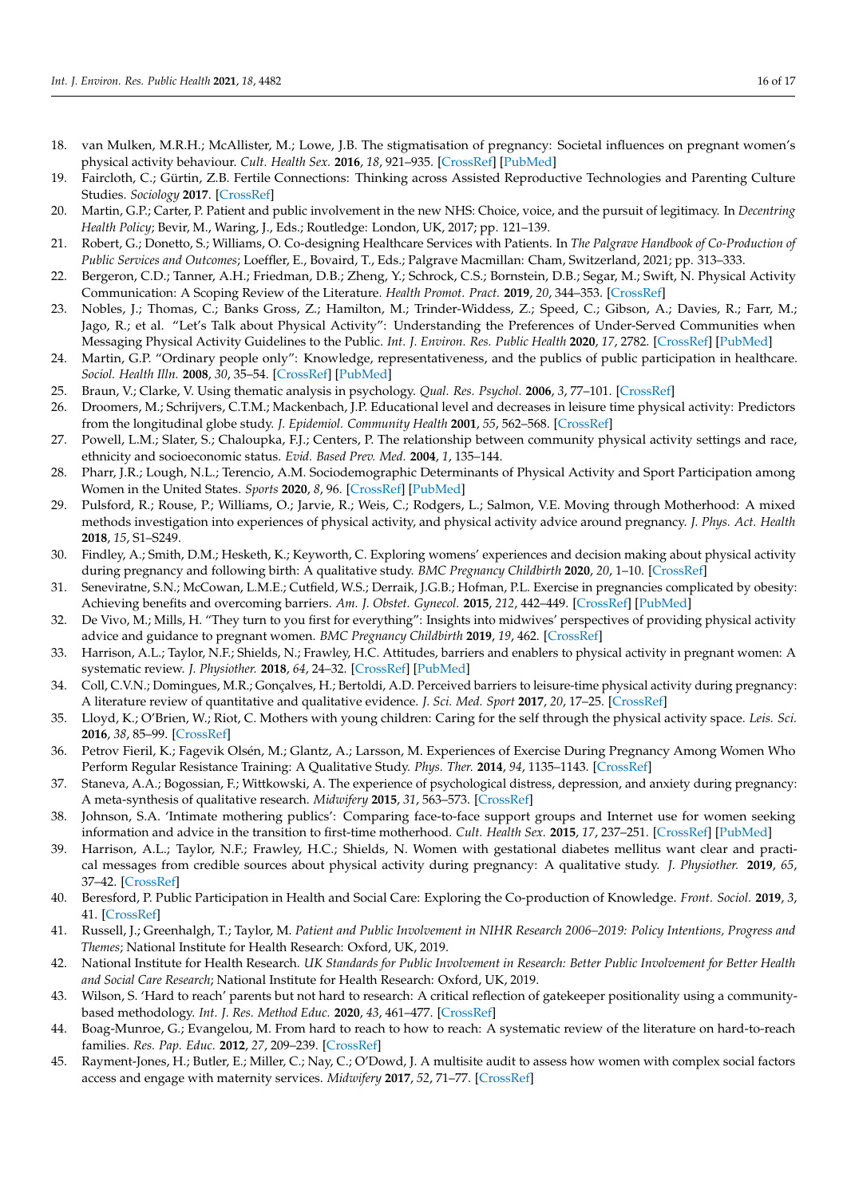18. van Mulken, M.R.H.; McAllister, M.; Lowe, J.B. The stigmatisation of pregnancy: Societal influences on pregnant women's physical activity behaviour. *Cult. Health Sex.* **2016**, *18*, 921–935. [CrossRef] [PubMed]
19. Faircloth, C.; Gürtin, Z.B. Fertile Connections: Thinking across Assisted Reproductive Technologies and Parenting Culture Studies. *Sociology* **2017**. [CrossRef]
20. Martin, G.P.; Carter, P. Patient and public involvement in the new NHS: Choice, voice, and the pursuit of legitimacy. In *Decentring Health Policy*; Bevir, M., Waring, J., Eds.; Routledge: London, UK, 2017; pp. 121–139.
21. Robert, G.; Donetto, S.; Williams, O. Co-designing Healthcare Services with Patients. In *The Palgrave Handbook of Co-Production of Public Services and Outcomes*; Loeffler, E., Bovaird, T., Eds.; Palgrave Macmillan: Cham, Switzerland, 2021; pp. 313–333.
22. Bergeron, C.D.; Tanner, A.H.; Friedman, D.B.; Zheng, Y.; Schrock, C.S.; Bornstein, D.B.; Segar, M.; Swift, N. Physical Activity Communication: A Scoping Review of the Literature. *Health Promot. Pract.* **2019**, *20*, 344–353. [CrossRef]
23. Nobles, J.; Thomas, C.; Banks Gross, Z.; Hamilton, M.; Trinder-Widdess, Z.; Speed, C.; Gibson, A.; Davies, R.; Farr, M.; Jago, R.; et al. "Let's Talk about Physical Activity": Understanding the Preferences of Under-Served Communities when Messaging Physical Activity Guidelines to the Public. *Int. J. Environ. Res. Public Health* **2020**, *17*, 2782. [CrossRef] [PubMed]
24. Martin, G.P. "Ordinary people only": Knowledge, representativeness, and the publics of public participation in healthcare. *Sociol. Health Illn.* **2008**, *30*, 35–54. [CrossRef] [PubMed]
25. Braun, V.; Clarke, V. Using thematic analysis in psychology. *Qual. Res. Psychol.* **2006**, *3*, 77–101. [CrossRef]
26. Droomers, M.; Schrijvers, C.T.M.; Mackenbach, J.P. Educational level and decreases in leisure time physical activity: Predictors from the longitudinal globe study. *J. Epidemiol. Community Health* **2001**, *55*, 562–568. [CrossRef]
27. Powell, L.M.; Slater, S.; Chaloupka, F.J.; Centers, P. The relationship between community physical activity settings and race, ethnicity and socioeconomic status. *Evid. Based Prev. Med.* **2004**, *1*, 135–144.
28. Pharr, J.R.; Lough, N.L.; Terencio, A.M. Sociodemographic Determinants of Physical Activity and Sport Participation among Women in the United States. *Sports* **2020**, *8*, 96. [CrossRef] [PubMed]
29. Pulsford, R.; Rouse, P.; Williams, O.; Jarvie, R.; Weis, C.; Rodgers, L.; Salmon, V.E. Moving through Motherhood: A mixed methods investigation into experiences of physical activity, and physical activity advice around pregnancy. *J. Phys. Act. Health* **2018**, *15*, S1–S249.
30. Findley, A.; Smith, D.M.; Hesketh, K.; Keyworth, C. Exploring womens' experiences and decision making about physical activity during pregnancy and following birth: A qualitative study. *BMC Pregnancy Childbirth* **2020**, *20*, 1–10. [CrossRef]
31. Seneviratne, S.N.; McCowan, L.M.E.; Cutfield, W.S.; Derraik, J.G.B.; Hofman, P.L. Exercise in pregnancies complicated by obesity: Achieving benefits and overcoming barriers. *Am. J. Obstet. Gynecol.* **2015**, *212*, 442–449. [CrossRef] [PubMed]
32. De Vivo, M.; Mills, H. "They turn to you first for everything": Insights into midwives' perspectives of providing physical activity advice and guidance to pregnant women. *BMC Pregnancy Childbirth* **2019**, *19*, 462. [CrossRef]
33. Harrison, A.L.; Taylor, N.F.; Shields, N.; Frawley, H.C. Attitudes, barriers and enablers to physical activity in pregnant women: A systematic review. *J. Physiother.* **2018**, *64*, 24–32. [CrossRef] [PubMed]
34. Coll, C.V.N.; Domingues, M.R.; Gonçalves, H.; Bertoldi, A.D. Perceived barriers to leisure-time physical activity during pregnancy: A literature review of quantitative and qualitative evidence. *J. Sci. Med. Sport* **2017**, *20*, 17–25. [CrossRef]
35. Lloyd, K.; O'Brien, W.; Riot, C. Mothers with young children: Caring for the self through the physical activity space. *Leis. Sci.* **2016**, *38*, 85–99. [CrossRef]
36. Petrov Fieril, K.; Fagevik Olsén, M.; Glantz, A.; Larsson, M. Experiences of Exercise During Pregnancy Among Women Who Perform Regular Resistance Training: A Qualitative Study. *Phys. Ther.* **2014**, *94*, 1135–1143. [CrossRef]
37. Staneva, A.A.; Bogossian, F.; Wittkowski, A. The experience of psychological distress, depression, and anxiety during pregnancy: A meta-synthesis of qualitative research. *Midwifery* **2015**, *31*, 563–573. [CrossRef]
38. Johnson, S.A. 'Intimate mothering publics': Comparing face-to-face support groups and Internet use for women seeking information and advice in the transition to first-time motherhood. *Cult. Health Sex.* **2015**, *17*, 237–251. [CrossRef] [PubMed]
39. Harrison, A.L.; Taylor, N.F.; Frawley, H.C.; Shields, N. Women with gestational diabetes mellitus want clear and practical messages from credible sources about physical activity during pregnancy: A qualitative study. *J. Physiother.* **2019**, *65*, 37–42. [CrossRef]
40. Beresford, P. Public Participation in Health and Social Care: Exploring the Co-production of Knowledge. *Front. Sociol.* **2019**, *3*, 41. [CrossRef]
41. Russell, J.; Greenhalgh, T.; Taylor, M. *Patient and Public Involvement in NIHR Research 2006–2019: Policy Intentions, Progress and Themes*; National Institute for Health Research: Oxford, UK, 2019.
42. National Institute for Health Research. *UK Standards for Public Involvement in Research: Better Public Involvement for Better Health and Social Care Research*; National Institute for Health Research: Oxford, UK, 2019.
43. Wilson, S. 'Hard to reach' parents but not hard to research: A critical reflection of gatekeeper positionality using a community-based methodology. *Int. J. Res. Method Educ.* **2020**, *43*, 461–477. [CrossRef]
44. Boag-Munroe, G.; Evangelou, M. From hard to reach to how to reach: A systematic review of the literature on hard-to-reach families. *Res. Pap. Educ.* **2012**, *27*, 209–239. [CrossRef]
45. Rayment-Jones, H.; Butler, E.; Miller, C.; Nay, C.; O'Dowd, J. A multisite audit to assess how women with complex social factors access and engage with maternity services. *Midwifery* **2017**, *52*, 71–77. [CrossRef]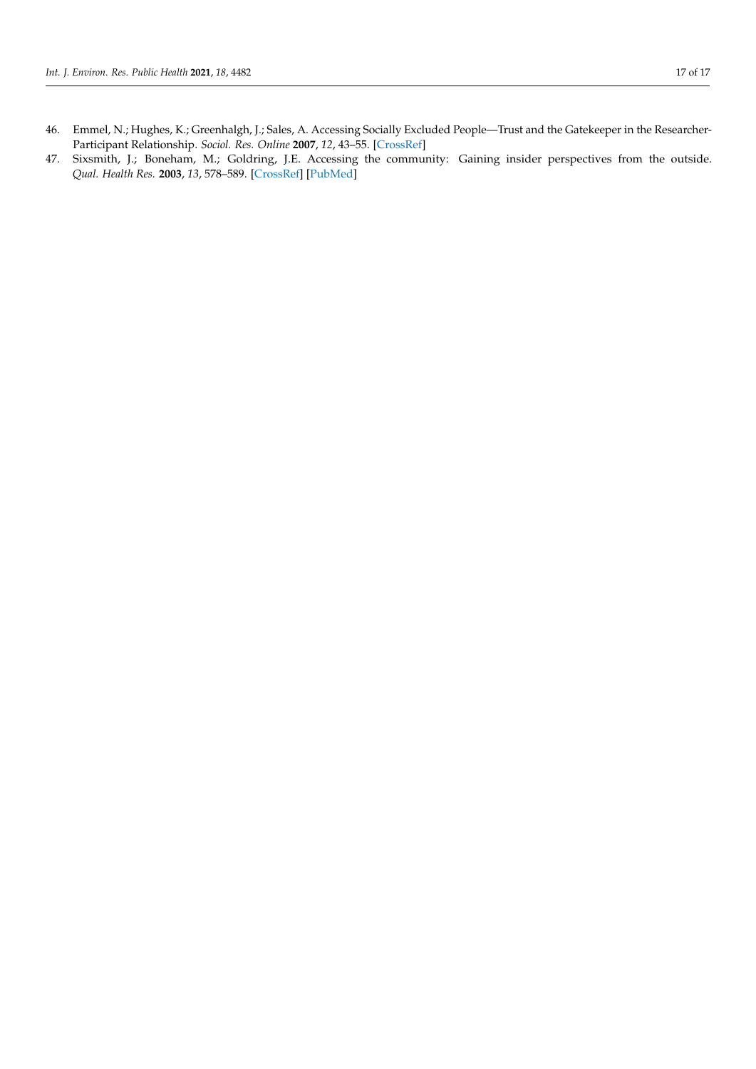46. Emmel, N.; Hughes, K.; Greenhalgh, J.; Sales, A. Accessing Socially Excluded People—Trust and the Gatekeeper in the Researcher-Participant Relationship. *Sociol. Res. Online* **2007**, *12*, 43–55. [CrossRef]
47. Sixsmith, J.; Boneham, M.; Goldring, J.E. Accessing the community: Gaining insider perspectives from the outside. *Qual. Health Res.* **2003**, *13*, 578–589. [CrossRef] [PubMed]